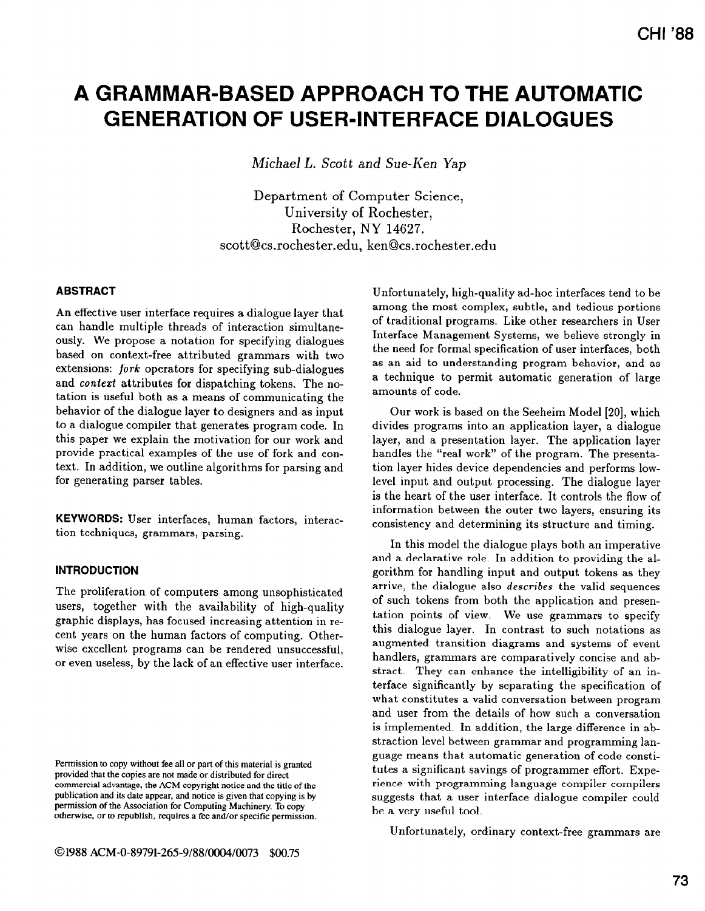# A GRAMMAR-BASED APPROACH TO THE AUTOMATIC GENERATION OF USER-INTERFACE DIALOGUES

*Michael L. Scott and Sue-Ken Yap*

Department of Computer Science,
University of Rochester,
Rochester, NY 14627.
scott@cs.rochester.edu, ken@cs.rochester.edu

## ABSTRACT

An effective user interface requires a dialogue layer that can handle multiple threads of interaction simultaneously. We propose a notation for specifying dialogues based on context-free attributed grammars with two extensions: *fork* operators for specifying sub-dialogues and *context* attributes for dispatching tokens. The notation is useful both as a means of communicating the behavior of the dialogue layer to designers and as input to a dialogue compiler that generates program code. In this paper we explain the motivation for our work and provide practical examples of the use of fork and context. In addition, we outline algorithms for parsing and for generating parser tables.

**KEYWORDS:** User interfaces, human factors, interaction techniques, grammars, parsing.

## INTRODUCTION

The proliferation of computers among unsophisticated users, together with the availability of high-quality graphic displays, has focused increasing attention in recent years on the human factors of computing. Otherwise excellent programs can be rendered unsuccessful, or even useless, by the lack of an effective user interface.

Permission to copy without fee all or part of this material is granted provided that the copies are not made or distributed for direct commercial advantage, the ACM copyright notice and the title of the publication and its date appear, and notice is given that copying is by permission of the Association for Computing Machinery. To copy otherwise, or to republish, requires a fee and/or specific permission.

©1988 ACM-0-89791-265-9/88/0004/0073 $00.75

Unfortunately, high-quality ad-hoc interfaces tend to be among the most complex, subtle, and tedious portions of traditional programs. Like other researchers in User Interface Management Systems, we believe strongly in the need for formal specification of user interfaces, both as an aid to understanding program behavior, and as a technique to permit automatic generation of large amounts of code.

Our work is based on the Seeheim Model [20], which divides programs into an application layer, a dialogue layer, and a presentation layer. The application layer handles the "real work" of the program. The presentation layer hides device dependencies and performs low-level input and output processing. The dialogue layer is the heart of the user interface. It controls the flow of information between the outer two layers, ensuring its consistency and determining its structure and timing.

In this model the dialogue plays both an imperative and a declarative role. In addition to providing the algorithm for handling input and output tokens as they arrive, the dialogue also *describes* the valid sequences of such tokens from both the application and presentation points of view. We use grammars to specify this dialogue layer. In contrast to such notations as augmented transition diagrams and systems of event handlers, grammars are comparatively concise and abstract. They can enhance the intelligibility of an interface significantly by separating the specification of what constitutes a valid conversation between program and user from the details of how such a conversation is implemented. In addition, the large difference in abstraction level between grammar and programming language means that automatic generation of code constitutes a significant savings of programmer effort. Experience with programming language compiler compilers suggests that a user interface dialogue compiler could be a very useful tool.

Unfortunately, ordinary context-free grammars are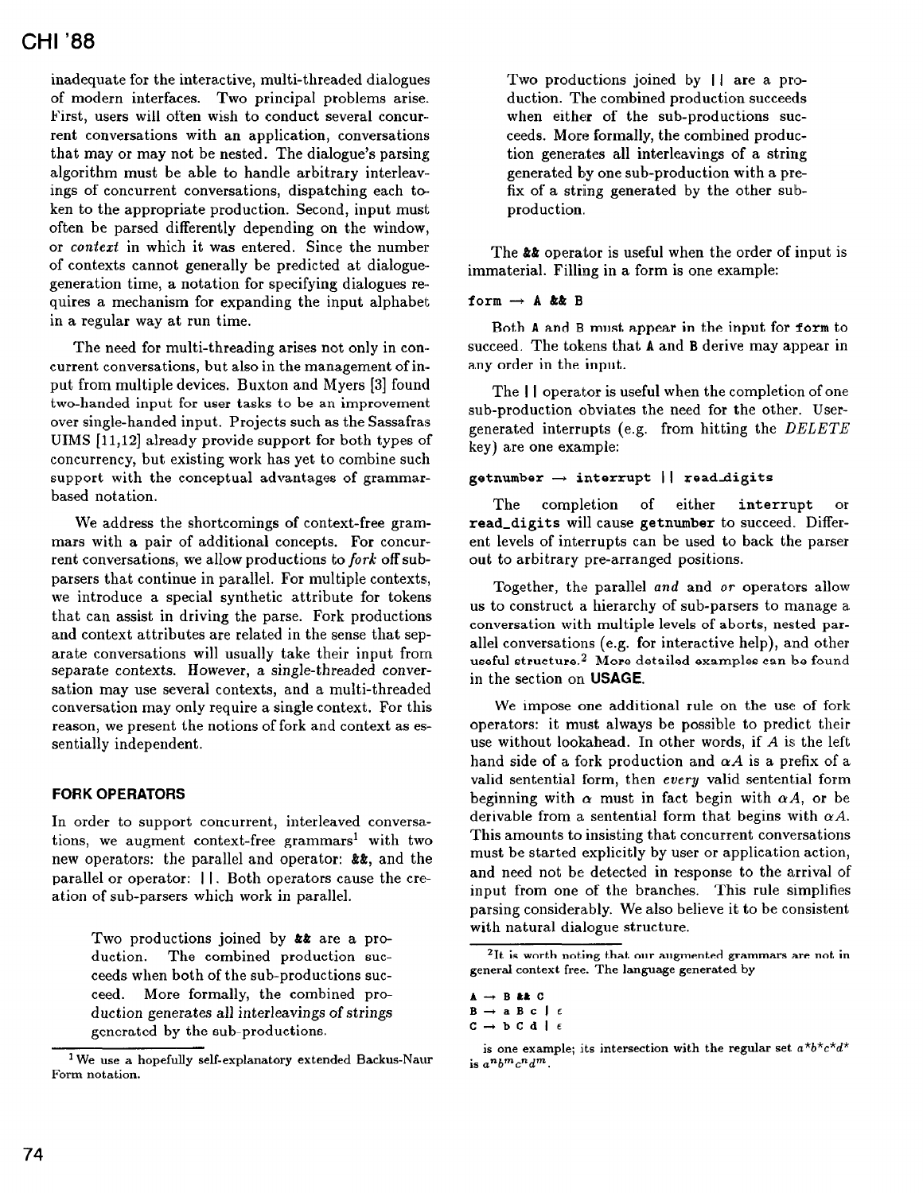inadequate for the interactive, multi-threaded dialogues of modern interfaces. Two principal problems arise. First, users will often wish to conduct several concurrent conversations with an application, conversations that may or may not be nested. The dialogue's parsing algorithm must be able to handle arbitrary interleavings of concurrent conversations, dispatching each token to the appropriate production. Second, input must often be parsed differently depending on the window, or *context* in which it was entered. Since the number of contexts cannot generally be predicted at dialogue-generation time, a notation for specifying dialogues requires a mechanism for expanding the input alphabet in a regular way at run time.

The need for multi-threading arises not only in concurrent conversations, but also in the management of input from multiple devices. Buxton and Myers [3] found two-handed input for user tasks to be an improvement over single-handed input. Projects such as the Sassafras UIMS [11,12] already provide support for both types of concurrency, but existing work has yet to combine such support with the conceptual advantages of grammar-based notation.

We address the shortcomings of context-free grammars with a pair of additional concepts. For concurrent conversations, we allow productions to *fork* off sub-parsers that continue in parallel. For multiple contexts, we introduce a special synthetic attribute for tokens that can assist in driving the parse. Fork productions and context attributes are related in the sense that separate conversations will usually take their input from separate contexts. However, a single-threaded conversation may use several contexts, and a multi-threaded conversation may only require a single context. For this reason, we present the notions of fork and context as essentially independent.

## FORK OPERATORS

In order to support concurrent, interleaved conversations, we augment context-free grammars[1] with two new operators: the parallel and operator: **&&**, and the parallel or operator: **||**. Both operators cause the creation of sub-parsers which work in parallel.

> Two productions joined by **&&** are a production. The combined production succeeds when both of the sub-productions succeed. More formally, the combined production generates all interleavings of strings generated by the sub-productions.

> Two productions joined by **||** are a production. The combined production succeeds when either of the sub-productions succeeds. More formally, the combined production generates all interleavings of a string generated by one sub-production with a prefix of a string generated by the other sub-production.

The **&&** operator is useful when the order of input is immaterial. Filling in a form is one example:

```
form → A && B
```

Both A and B must appear in the input for form to succeed. The tokens that A and B derive may appear in any order in the input.

The **||** operator is useful when the completion of one sub-production obviates the need for the other. User-generated interrupts (e.g. from hitting the *DELETE* key) are one example:

```
getnumber → interrupt || read_digits
```

The completion of either **interrupt** or **read_digits** will cause **getnumber** to succeed. Different levels of interrupts can be used to back the parser out to arbitrary pre-arranged positions.

Together, the parallel *and* and *or* operators allow us to construct a hierarchy of sub-parsers to manage a conversation with multiple levels of aborts, nested parallel conversations (e.g. for interactive help), and other useful structure.[2] More detailed examples can be found in the section on **USAGE**.

We impose one additional rule on the use of fork operators: it must always be possible to predict their use without lookahead. In other words, if $A$ is the left hand side of a fork production and $\alpha A$ is a prefix of a valid sentential form, then *every* valid sentential form beginning with $\alpha$ must in fact begin with $\alpha A$, or be derivable from a sentential form that begins with $\alpha A$. This amounts to insisting that concurrent conversations must be started explicitly by user or application action, and need not be detected in response to the arrival of input from one of the branches. This rule simplifies parsing considerably. We also believe it to be consistent with natural dialogue structure.

---

[1] We use a hopefully self-explanatory extended Backus-Naur Form notation.

[2] It is worth noting that our augmented grammars are not in general context free. The language generated by

```
A → B && C
B → a B c | ε
C → b C d | ε
```

is one example; its intersection with the regular set $a^*b^*c^*d^*$ is $a^nb^mc^nd^m$.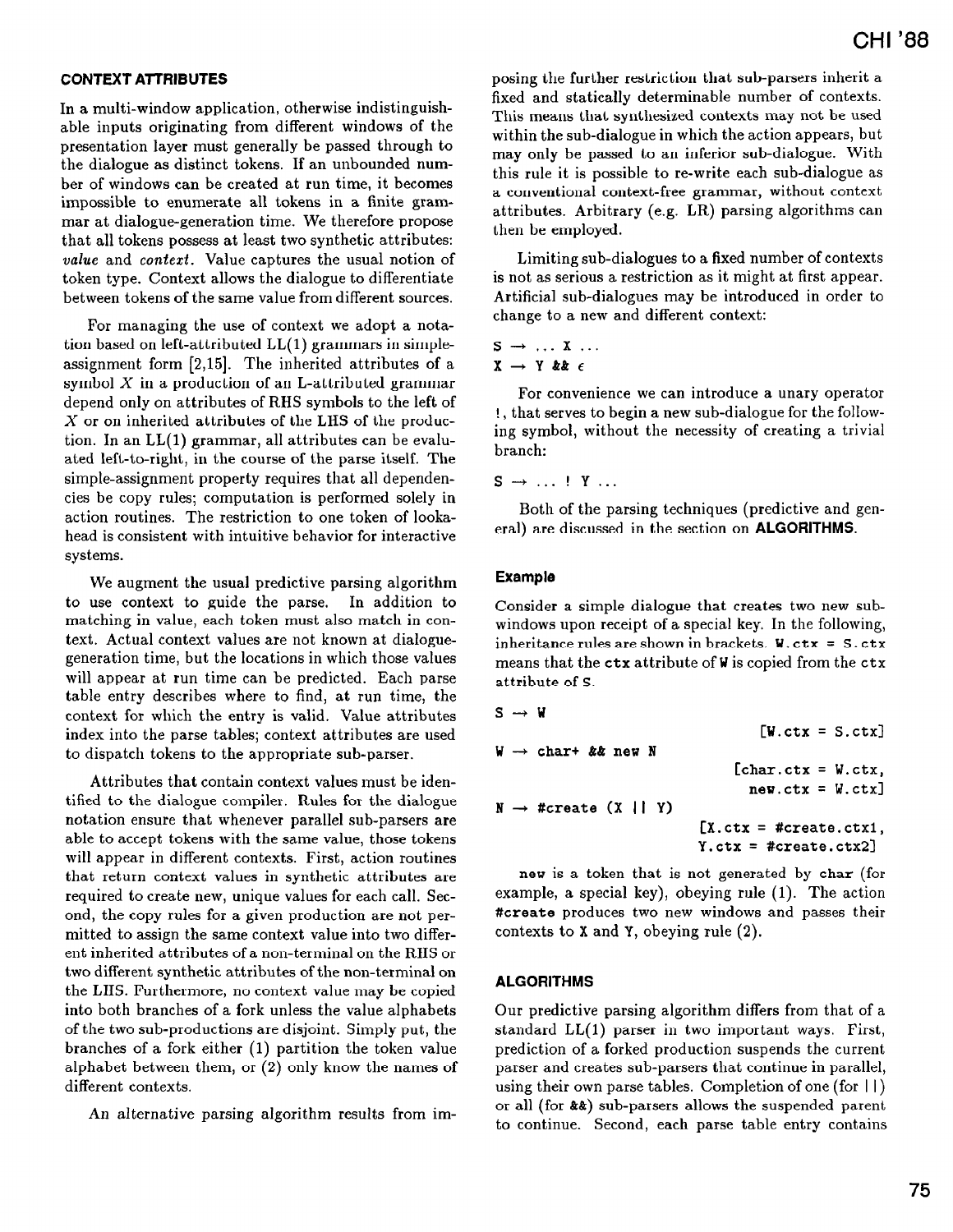### CONTEXT ATTRIBUTES

In a multi-window application, otherwise indistinguishable inputs originating from different windows of the presentation layer must generally be passed through to the dialogue as distinct tokens. If an unbounded number of windows can be created at run time, it becomes impossible to enumerate all tokens in a finite grammar at dialogue-generation time. We therefore propose that all tokens possess at least two synthetic attributes: *value* and *context*. Value captures the usual notion of token type. Context allows the dialogue to differentiate between tokens of the same value from different sources.

For managing the use of context we adopt a notation based on left-attributed LL(1) grammars in simple-assignment form [2,15]. The inherited attributes of a symbol $X$ in a production of an L-attributed grammar depend only on attributes of RHS symbols to the left of $X$ or on inherited attributes of the LHS of the production. In an LL(1) grammar, all attributes can be evaluated left-to-right, in the course of the parse itself. The simple-assignment property requires that all dependencies be copy rules; computation is performed solely in action routines. The restriction to one token of lookahead is consistent with intuitive behavior for interactive systems.

We augment the usual predictive parsing algorithm to use context to guide the parse. In addition to matching in value, each token must also match in context. Actual context values are not known at dialogue-generation time, but the locations in which those values will appear at run time can be predicted. Each parse table entry describes where to find, at run time, the context for which the entry is valid. Value attributes index into the parse tables; context attributes are used to dispatch tokens to the appropriate sub-parser.

Attributes that contain context values must be identified to the dialogue compiler. Rules for the dialogue notation ensure that whenever parallel sub-parsers are able to accept tokens with the same value, those tokens will appear in different contexts. First, action routines that return context values in synthetic attributes are required to create new, unique values for each call. Second, the copy rules for a given production are not permitted to assign the same context value into two different inherited attributes of a non-terminal on the RHS or two different synthetic attributes of the non-terminal on the LHS. Furthermore, no context value may be copied into both branches of a fork unless the value alphabets of the two sub-productions are disjoint. Simply put, the branches of a fork either (1) partition the token value alphabet between them, or (2) only know the names of different contexts.

An alternative parsing algorithm results from imposing the further restriction that sub-parsers inherit a fixed and statically determinable number of contexts. This means that synthesized contexts may not be used within the sub-dialogue in which the action appears, but may only be passed to an inferior sub-dialogue. With this rule it is possible to re-write each sub-dialogue as a conventional context-free grammar, without context attributes. Arbitrary (e.g. LR) parsing algorithms can then be employed.

Limiting sub-dialogues to a fixed number of contexts is not as serious a restriction as it might at first appear. Artificial sub-dialogues may be introduced in order to change to a new and different context:

```
S → ... X ...
X → Y && ε
```

For convenience we can introduce a unary operator `!`, that serves to begin a new sub-dialogue for the following symbol, without the necessity of creating a trivial branch:

```
S → ... ! Y ...
```

Both of the parsing techniques (predictive and general) are discussed in the section on **ALGORITHMS**.

#### Example

Consider a simple dialogue that creates two new sub-windows upon receipt of a special key. In the following, inheritance rules are shown in brackets. `W.ctx = S.ctx` means that the `ctx` attribute of `W` is copied from the `ctx` attribute of `S`.

```
S → W
                                   [W.ctx = S.ctx]
W → char+ && new N
                                [char.ctx = W.ctx,
                                  new.ctx = W.ctx]
N → #create (X || Y)
                             [X.ctx = #create.ctx1,
                              Y.ctx = #create.ctx2]
```

`new` is a token that is not generated by `char` (for example, a special key), obeying rule (1). The action `#create` produces two new windows and passes their contexts to `X` and `Y`, obeying rule (2).

### ALGORITHMS

Our predictive parsing algorithm differs from that of a standard LL(1) parser in two important ways. First, prediction of a forked production suspends the current parser and creates sub-parsers that continue in parallel, using their own parse tables. Completion of one (for `||`) or all (for `&&`) sub-parsers allows the suspended parent to continue. Second, each parse table entry contains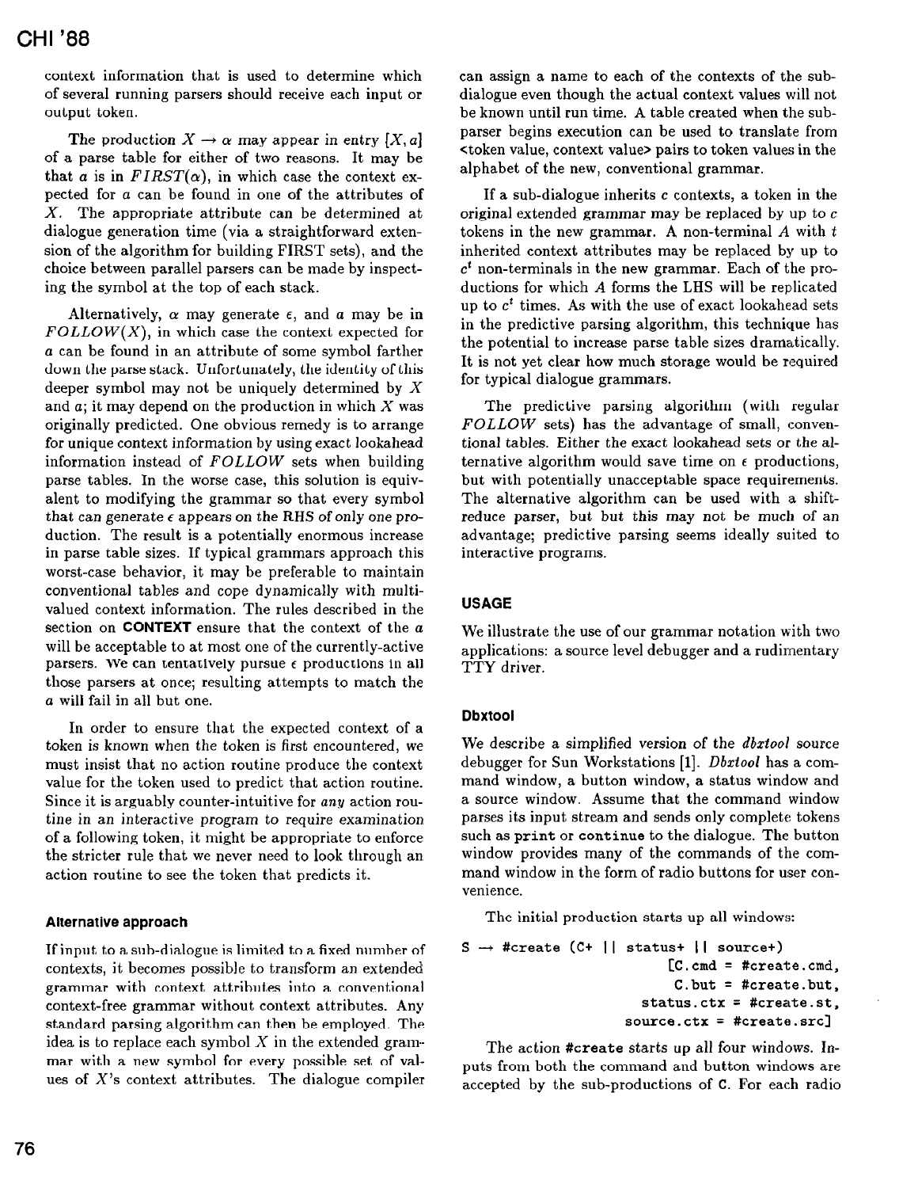context information that is used to determine which of several running parsers should receive each input or output token.

The production $X \rightarrow \alpha$ may appear in entry $[X, a]$ of a parse table for either of two reasons. It may be that $a$ is in $FIRST(\alpha)$, in which case the context expected for $a$ can be found in one of the attributes of $X$. The appropriate attribute can be determined at dialogue generation time (via a straightforward extension of the algorithm for building FIRST sets), and the choice between parallel parsers can be made by inspecting the symbol at the top of each stack.

Alternatively, $\alpha$ may generate $\epsilon$, and $a$ may be in $FOLLOW(X)$, in which case the context expected for $a$ can be found in an attribute of some symbol farther down the parse stack. Unfortunately, the identity of this deeper symbol may not be uniquely determined by $X$ and $a$; it may depend on the production in which $X$ was originally predicted. One obvious remedy is to arrange for unique context information by using exact lookahead information instead of $FOLLOW$ sets when building parse tables. In the worse case, this solution is equivalent to modifying the grammar so that every symbol that can generate $\epsilon$ appears on the RHS of only one production. The result is a potentially enormous increase in parse table sizes. If typical grammars approach this worst-case behavior, it may be preferable to maintain conventional tables and cope dynamically with multi-valued context information. The rules described in the section on **CONTEXT** ensure that the context of the $a$ will be acceptable to at most one of the currently-active parsers. We can tentatively pursue $\epsilon$ productions in all those parsers at once; resulting attempts to match the $a$ will fail in all but one.

In order to ensure that the expected context of a token is known when the token is first encountered, we must insist that no action routine produce the context value for the token used to predict that action routine. Since it is arguably counter-intuitive for *any* action routine in an interactive program to require examination of a following token, it might be appropriate to enforce the stricter rule that we never need to look through an action routine to see the token that predicts it.

### Alternative approach

If input to a sub-dialogue is limited to a fixed number of contexts, it becomes possible to transform an extended grammar with context attributes into a conventional context-free grammar without context attributes. Any standard parsing algorithm can then be employed. The idea is to replace each symbol $X$ in the extended grammar with a new symbol for every possible set of values of $X$'s context attributes. The dialogue compiler can assign a name to each of the contexts of the sub-dialogue even though the actual context values will not be known until run time. A table created when the sub-parser begins execution can be used to translate from <token value, context value> pairs to token values in the alphabet of the new, conventional grammar.

If a sub-dialogue inherits $c$ contexts, a token in the original extended grammar may be replaced by up to $c$ tokens in the new grammar. A non-terminal $A$ with $t$ inherited context attributes may be replaced by up to $c^t$ non-terminals in the new grammar. Each of the productions for which $A$ forms the LHS will be replicated up to $c^t$ times. As with the use of exact lookahead sets in the predictive parsing algorithm, this technique has the potential to increase parse table sizes dramatically. It is not yet clear how much storage would be required for typical dialogue grammars.

The predictive parsing algorithm (with regular $FOLLOW$ sets) has the advantage of small, conventional tables. Either the exact lookahead sets or the alternative algorithm would save time on $\epsilon$ productions, but with potentially unacceptable space requirements. The alternative algorithm can be used with a shift-reduce parser, but but this may not be much of an advantage; predictive parsing seems ideally suited to interactive programs.

## USAGE

We illustrate the use of our grammar notation with two applications: a source level debugger and a rudimentary TTY driver.

### Dbxtool

We describe a simplified version of the *dbxtool* source debugger for Sun Workstations [1]. *Dbxtool* has a command window, a button window, a status window and a source window. Assume that the command window parses its input stream and sends only complete tokens such as `print` or `continue` to the dialogue. The button window provides many of the commands of the command window in the form of radio buttons for user convenience.

The initial production starts up all windows:

```
S → #create (C+ || status+ || source+)
                    [C.cmd = #create.cmd,
                     C.but = #create.but,
                   status.ctx = #create.st,
                  source.ctx = #create.src]
```

The action `#create` starts up all four windows. Inputs from both the command and button windows are accepted by the sub-productions of `C`. For each radio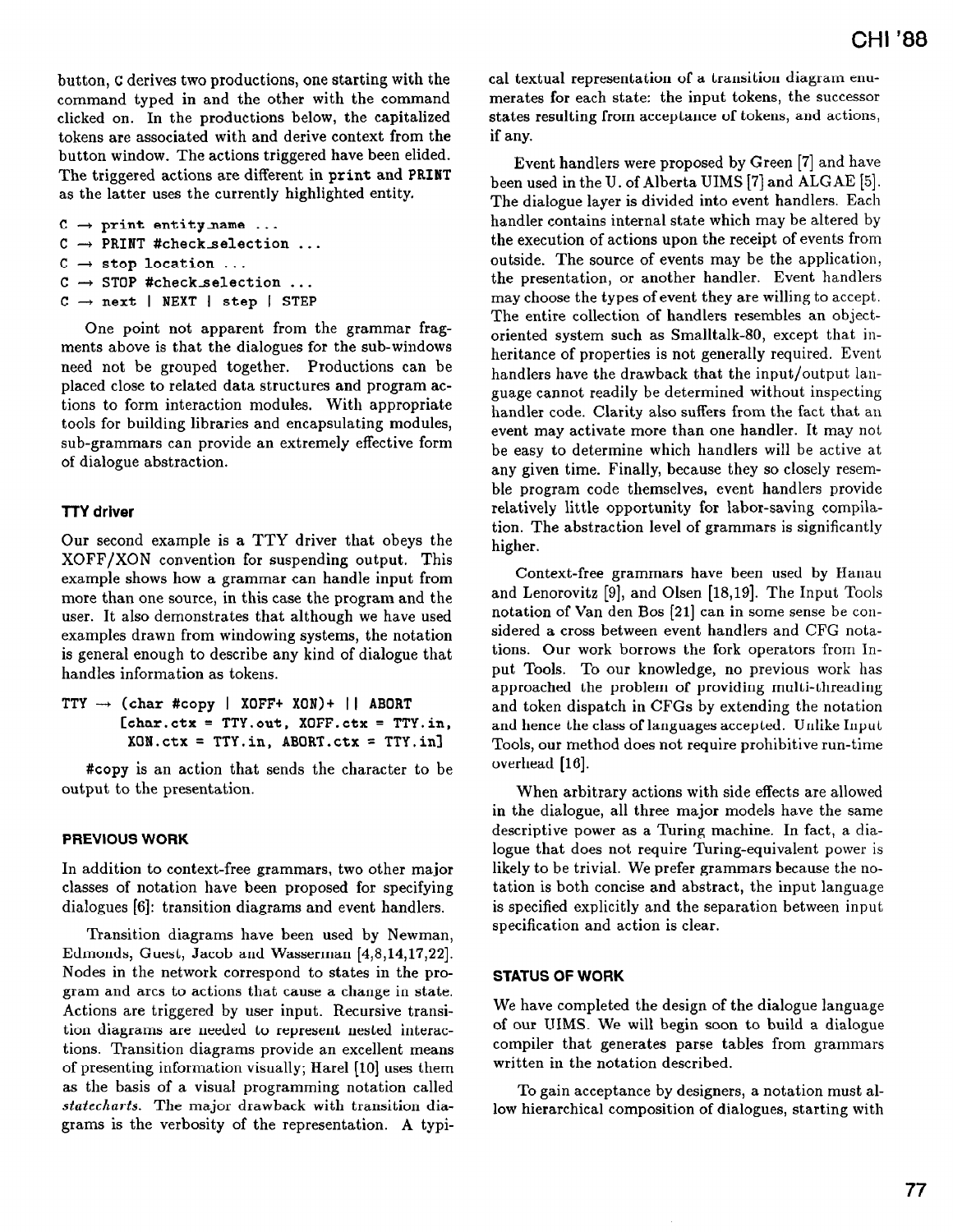button, C derives two productions, one starting with the command typed in and the other with the command clicked on. In the productions below, the capitalized tokens are associated with and derive context from the button window. The actions triggered have been elided. The triggered actions are different in **print** and **PRINT** as the latter uses the currently highlighted entity.

```
C → print entity_name ...
C → PRINT #check_selection ...
C → stop location ...
C → STOP #check_selection ...
C → next | NEXT | step | STEP
```

One point not apparent from the grammar fragments above is that the dialogues for the sub-windows need not be grouped together. Productions can be placed close to related data structures and program actions to form interaction modules. With appropriate tools for building libraries and encapsulating modules, sub-grammars can provide an extremely effective form of dialogue abstraction.

### TTY driver

Our second example is a TTY driver that obeys the XOFF/XON convention for suspending output. This example shows how a grammar can handle input from more than one source, in this case the program and the user. It also demonstrates that although we have used examples drawn from windowing systems, the notation is general enough to describe any kind of dialogue that handles information as tokens.

```
TTY → (char #copy | XOFF+ XON)+ || ABORT
      [char.ctx = TTY.out, XOFF.ctx = TTY.in,
       XON.ctx = TTY.in, ABORT.ctx = TTY.in]
```

**#copy** is an action that sends the character to be output to the presentation.

## PREVIOUS WORK

In addition to context-free grammars, two other major classes of notation have been proposed for specifying dialogues [6]: transition diagrams and event handlers.

Transition diagrams have been used by Newman, Edmonds, Guest, Jacob and Wasserman [4,8,14,17,22]. Nodes in the network correspond to states in the program and arcs to actions that cause a change in state. Actions are triggered by user input. Recursive transition diagrams are needed to represent nested interactions. Transition diagrams provide an excellent means of presenting information visually; Harel [10] uses them as the basis of a visual programming notation called *statecharts*. The major drawback with transition diagrams is the verbosity of the representation. A typical textual representation of a transition diagram enumerates for each state: the input tokens, the successor states resulting from acceptance of tokens, and actions, if any.

Event handlers were proposed by Green [7] and have been used in the U. of Alberta UIMS [7] and ALGAE [5]. The dialogue layer is divided into event handlers. Each handler contains internal state which may be altered by the execution of actions upon the receipt of events from outside. The source of events may be the application, the presentation, or another handler. Event handlers may choose the types of event they are willing to accept. The entire collection of handlers resembles an object-oriented system such as Smalltalk-80, except that inheritance of properties is not generally required. Event handlers have the drawback that the input/output language cannot readily be determined without inspecting handler code. Clarity also suffers from the fact that an event may activate more than one handler. It may not be easy to determine which handlers will be active at any given time. Finally, because they so closely resemble program code themselves, event handlers provide relatively little opportunity for labor-saving compilation. The abstraction level of grammars is significantly higher.

Context-free grammars have been used by Hanau and Lenorovitz [9], and Olsen [18,19]. The Input Tools notation of Van den Bos [21] can in some sense be considered a cross between event handlers and CFG notations. Our work borrows the fork operators from Input Tools. To our knowledge, no previous work has approached the problem of providing multi-threading and token dispatch in CFGs by extending the notation and hence the class of languages accepted. Unlike Input Tools, our method does not require prohibitive run-time overhead [16].

When arbitrary actions with side effects are allowed in the dialogue, all three major models have the same descriptive power as a Turing machine. In fact, a dialogue that does not require Turing-equivalent power is likely to be trivial. We prefer grammars because the notation is both concise and abstract, the input language is specified explicitly and the separation between input specification and action is clear.

## STATUS OF WORK

We have completed the design of the dialogue language of our UIMS. We will begin soon to build a dialogue compiler that generates parse tables from grammars written in the notation described.

To gain acceptance by designers, a notation must allow hierarchical composition of dialogues, starting with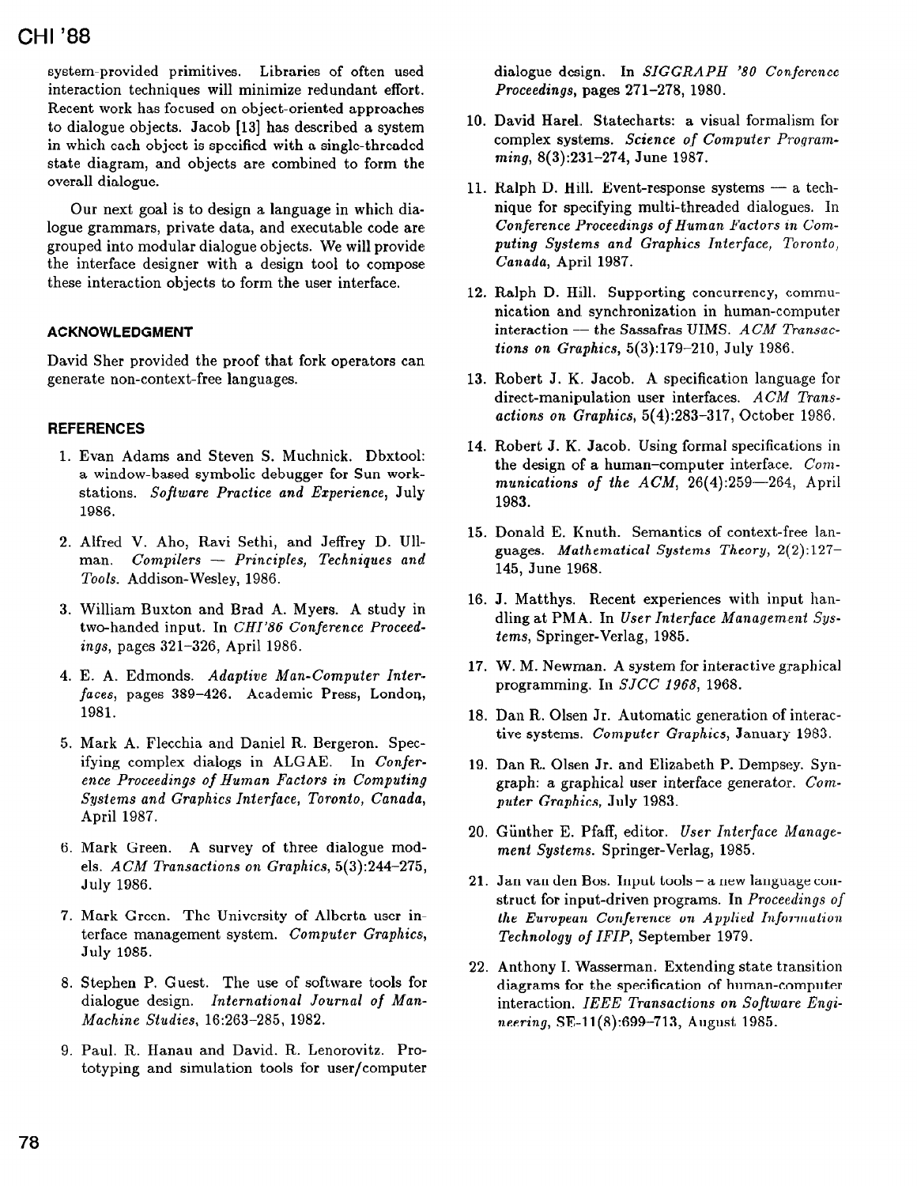system-provided primitives. Libraries of often used interaction techniques will minimize redundant effort. Recent work has focused on object-oriented approaches to dialogue objects. Jacob [13] has described a system in which each object is specified with a single-threaded state diagram, and objects are combined to form the overall dialogue.

Our next goal is to design a language in which dialogue grammars, private data, and executable code are grouped into modular dialogue objects. We will provide the interface designer with a design tool to compose these interaction objects to form the user interface.

## ACKNOWLEDGMENT

David Sher provided the proof that fork operators can generate non-context-free languages.

## REFERENCES

1. Evan Adams and Steven S. Muchnick. Dbxtool: a window-based symbolic debugger for Sun workstations. *Software Practice and Experience*, July 1986.

2. Alfred V. Aho, Ravi Sethi, and Jeffrey D. Ullman. *Compilers — Principles, Techniques and Tools.* Addison-Wesley, 1986.

3. William Buxton and Brad A. Myers. A study in two-handed input. In *CHI'86 Conference Proceedings*, pages 321–326, April 1986.

4. E. A. Edmonds. *Adaptive Man-Computer Interfaces*, pages 389–426. Academic Press, London, 1981.

5. Mark A. Flecchia and Daniel R. Bergeron. Specifying complex dialogs in ALGAE. In *Conference Proceedings of Human Factors in Computing Systems and Graphics Interface, Toronto, Canada*, April 1987.

6. Mark Green. A survey of three dialogue models. *ACM Transactions on Graphics*, 5(3):244–275, July 1986.

7. Mark Green. The University of Alberta user interface management system. *Computer Graphics*, July 1985.

8. Stephen P. Guest. The use of software tools for dialogue design. *International Journal of Man-Machine Studies*, 16:263–285, 1982.

9. Paul. R. Hanau and David. R. Lenorovitz. Prototyping and simulation tools for user/computer dialogue design. In *SIGGRAPH '80 Conference Proceedings*, pages 271–278, 1980.

10. David Harel. Statecharts: a visual formalism for complex systems. *Science of Computer Programming*, 8(3):231–274, June 1987.

11. Ralph D. Hill. Event-response systems — a technique for specifying multi-threaded dialogues. In *Conference Proceedings of Human Factors in Computing Systems and Graphics Interface, Toronto, Canada*, April 1987.

12. Ralph D. Hill. Supporting concurrency, communication and synchronization in human-computer interaction — the Sassafras UIMS. *ACM Transactions on Graphics*, 5(3):179–210, July 1986.

13. Robert J. K. Jacob. A specification language for direct-manipulation user interfaces. *ACM Transactions on Graphics*, 5(4):283–317, October 1986.

14. Robert J. K. Jacob. Using formal specifications in the design of a human-computer interface. *Communications of the ACM*, 26(4):259—264, April 1983.

15. Donald E. Knuth. Semantics of context-free languages. *Mathematical Systems Theory*, 2(2):127–145, June 1968.

16. J. Matthys. Recent experiences with input handling at PMA. In *User Interface Management Systems*, Springer-Verlag, 1985.

17. W. M. Newman. A system for interactive graphical programming. In *SJCC 1968*, 1968.

18. Dan R. Olsen Jr. Automatic generation of interactive systems. *Computer Graphics*, January 1983.

19. Dan R. Olsen Jr. and Elizabeth P. Dempsey. Syngraph: a graphical user interface generator. *Computer Graphics*, July 1983.

20. Günther E. Pfaff, editor. *User Interface Management Systems*. Springer-Verlag, 1985.

21. Jan van den Bos. Input tools – a new language construct for input-driven programs. In *Proceedings of the European Conference on Applied Information Technology of IFIP*, September 1979.

22. Anthony I. Wasserman. Extending state transition diagrams for the specification of human-computer interaction. *IEEE Transactions on Software Engineering*, SE-11(8):699–713, August 1985.